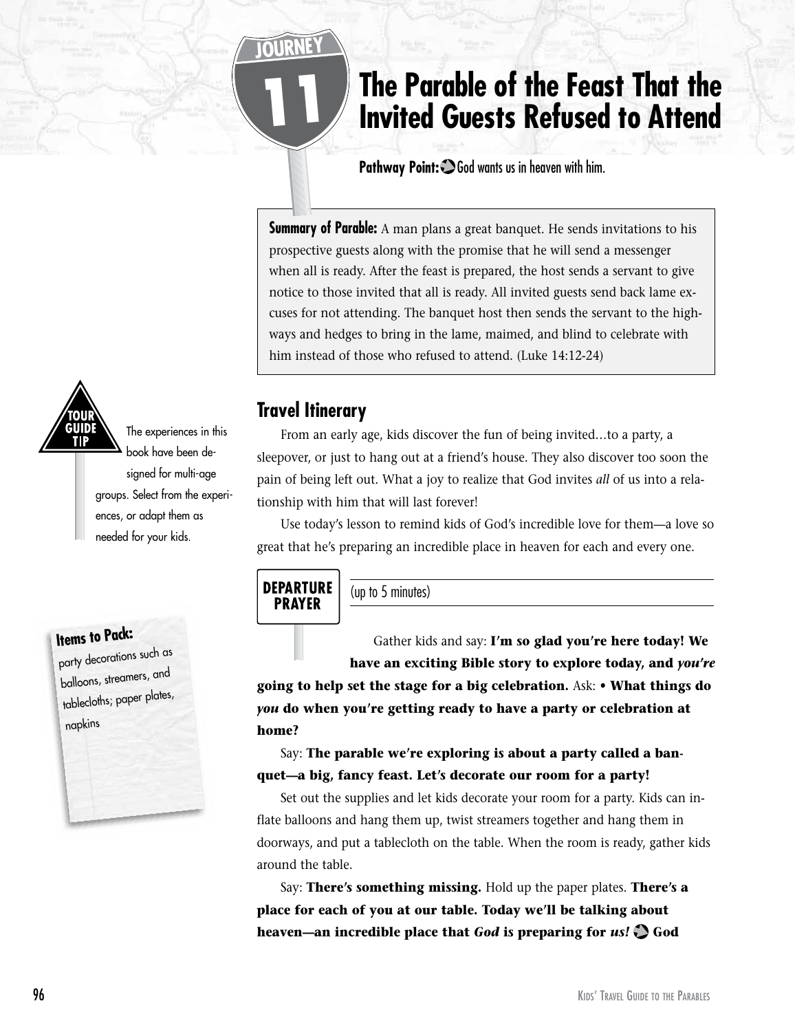JOURNEY 11

# The Parable of the Feast That the Invited Guests Refused to Attend

**Pathway Point:** God wants us in heaven with him.

**Summary of Parable:** A man plans a great banquet. He sends invitations to his prospective guests along with the promise that he will send a messenger when all is ready. After the feast is prepared, the host sends a servant to give notice to those invited that all is ready. All invited guests send back lame excuses for not attending. The banquet host then sends the servant to the highways and hedges to bring in the lame, maimed, and blind to celebrate with him instead of those who refused to attend. (Luke 14:12-24)

**TOUR GUIDE TIP**

The experiences in this book have been designed for multi-age groups. Select from the experiences, or adapt them as needed for your kids.

## Travel Itinerary

From an early age, kids discover the fun of being invited…to a party, a sleepover, or just to hang out at a friend's house. They also discover too soon the pain of being left out. What a joy to realize that God invites *all* of us into a relationship with him that will last forever!

Use today's lesson to remind kids of God's incredible love for them—a love so great that he's preparing an incredible place in heaven for each and every one.

**Items to Pack:**
party decorations such as balloons, streamers, and tablecloths; paper plates, napkins

### DEPARTURE PRAYER

(up to 5 minutes)

Gather kids and say: **I'm so glad you're here today! We have an exciting Bible story to explore today, and *you're* going to help set the stage for a big celebration.** Ask: • **What things do *you* do when you're getting ready to have a party or celebration at home?**

Say: **The parable we're exploring is about a party called a banquet—a big, fancy feast. Let's decorate our room for a party!**

Set out the supplies and let kids decorate your room for a party. Kids can inflate balloons and hang them up, twist streamers together and hang them in doorways, and put a tablecloth on the table. When the room is ready, gather kids around the table.

Say: **There's something missing.** Hold up the paper plates. **There's a place for each of you at our table. Today we'll be talking about heaven—an incredible place that *God* is preparing for *us!* God**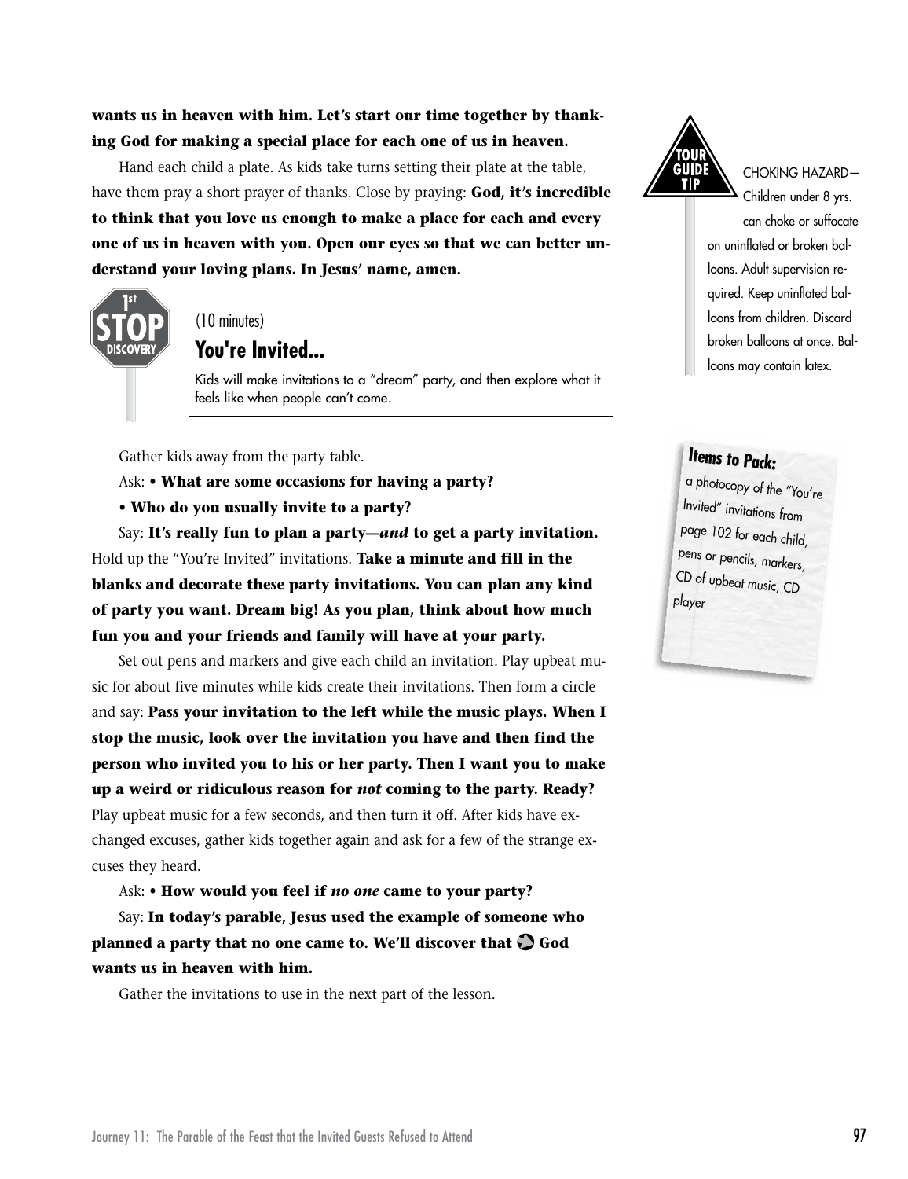**wants us in heaven with him. Let's start our time together by thanking God for making a special place for each one of us in heaven.**

Hand each child a plate. As kids take turns setting their plate at the table, have them pray a short prayer of thanks. Close by praying: **God, it's incredible to think that you love us enough to make a place for each and every one of us in heaven with you. Open our eyes so that we can better understand your loving plans. In Jesus' name, amen.**

**TOUR GUIDE TIP**

CHOKING HAZARD—Children under 8 yrs. can choke or suffocate on uninflated or broken balloons. Adult supervision required. Keep uninflated balloons from children. Discard broken balloons at once. Balloons may contain latex.

**1st STOP DISCOVERY**

(10 minutes)

## You're Invited...

Kids will make invitations to a "dream" party, and then explore what it feels like when people can't come.

**Items to Pack:**
a photocopy of the "You're Invited" invitations from page 102 for each child, pens or pencils, markers, CD of upbeat music, CD player

Gather kids away from the party table.

Ask: **• What are some occasions for having a party?**

**• Who do you usually invite to a party?**

Say: **It's really fun to plan a party—*and* to get a party invitation.** Hold up the "You're Invited" invitations. **Take a minute and fill in the blanks and decorate these party invitations. You can plan any kind of party you want. Dream big! As you plan, think about how much fun you and your friends and family will have at your party.**

Set out pens and markers and give each child an invitation. Play upbeat music for about five minutes while kids create their invitations. Then form a circle and say: **Pass your invitation to the left while the music plays. When I stop the music, look over the invitation you have and then find the person who invited you to his or her party. Then I want you to make up a weird or ridiculous reason for *not* coming to the party. Ready?** Play upbeat music for a few seconds, and then turn it off. After kids have exchanged excuses, gather kids together again and ask for a few of the strange excuses they heard.

Ask: **• How would you feel if *no one* came to your party?**

Say: **In today's parable, Jesus used the example of someone who planned a party that no one came to. We'll discover that God wants us in heaven with him.**

Gather the invitations to use in the next part of the lesson.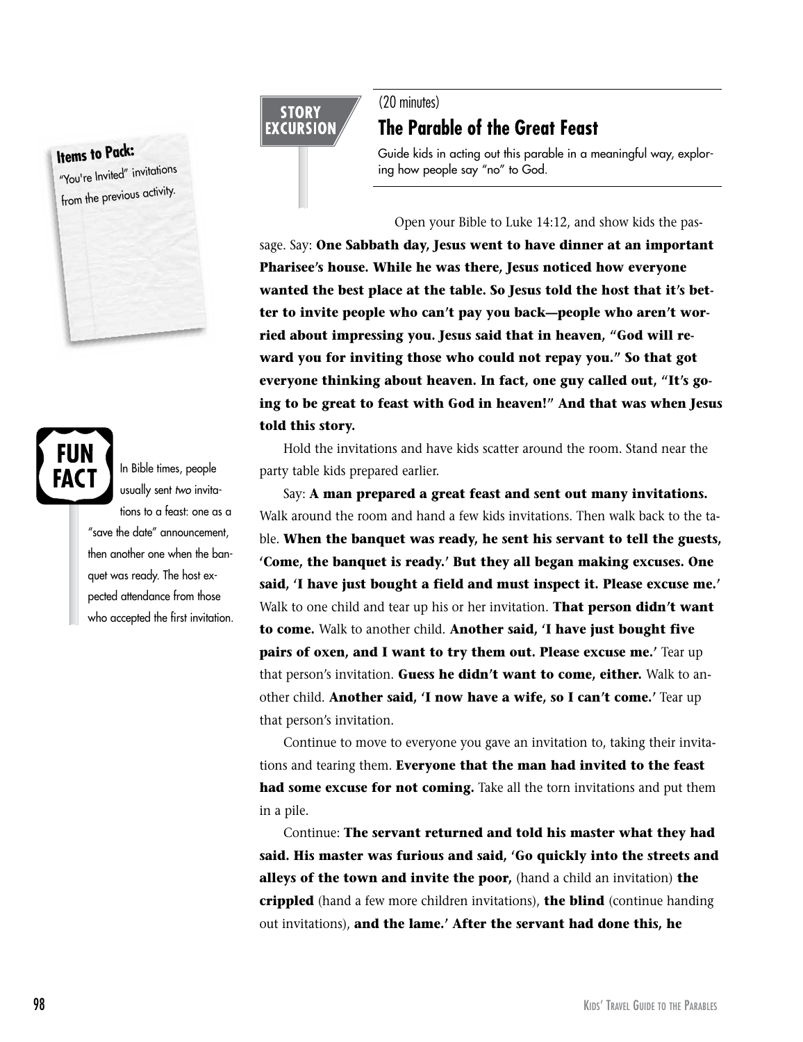**Items to Pack:**
"You're Invited" invitations from the previous activity.

**STORY EXCURSION**

(20 minutes)

## The Parable of the Great Feast

Guide kids in acting out this parable in a meaningful way, exploring how people say "no" to God.

Open your Bible to Luke 14:12, and show kids the passage. Say: **One Sabbath day, Jesus went to have dinner at an important Pharisee's house. While he was there, Jesus noticed how everyone wanted the best place at the table. So Jesus told the host that it's better to invite people who can't pay you back—people who aren't worried about impressing you. Jesus said that in heaven, "God will reward you for inviting those who could not repay you." So that got everyone thinking about heaven. In fact, one guy called out, "It's going to be great to feast with God in heaven!" And that was when Jesus told this story.**

Hold the invitations and have kids scatter around the room. Stand near the party table kids prepared earlier.

Say: **A man prepared a great feast and sent out many invitations.** Walk around the room and hand a few kids invitations. Then walk back to the table. **When the banquet was ready, he sent his servant to tell the guests, 'Come, the banquet is ready.' But they all began making excuses. One said, 'I have just bought a field and must inspect it. Please excuse me.'** Walk to one child and tear up his or her invitation. **That person didn't want to come.** Walk to another child. **Another said, 'I have just bought five pairs of oxen, and I want to try them out. Please excuse me.'** Tear up that person's invitation. **Guess he didn't want to come, either.** Walk to another child. **Another said, 'I now have a wife, so I can't come.'** Tear up that person's invitation.

Continue to move to everyone you gave an invitation to, taking their invitations and tearing them. **Everyone that the man had invited to the feast had some excuse for not coming.** Take all the torn invitations and put them in a pile.

Continue: **The servant returned and told his master what they had said. His master was furious and said, 'Go quickly into the streets and alleys of the town and invite the poor,** (hand a child an invitation) **the crippled** (hand a few more children invitations), **the blind** (continue handing out invitations), **and the lame.' After the servant had done this, he**

**FUN FACT**

In Bible times, people usually sent *two* invitations to a feast: one as a "save the date" announcement, then another one when the banquet was ready. The host expected attendance from those who accepted the first invitation.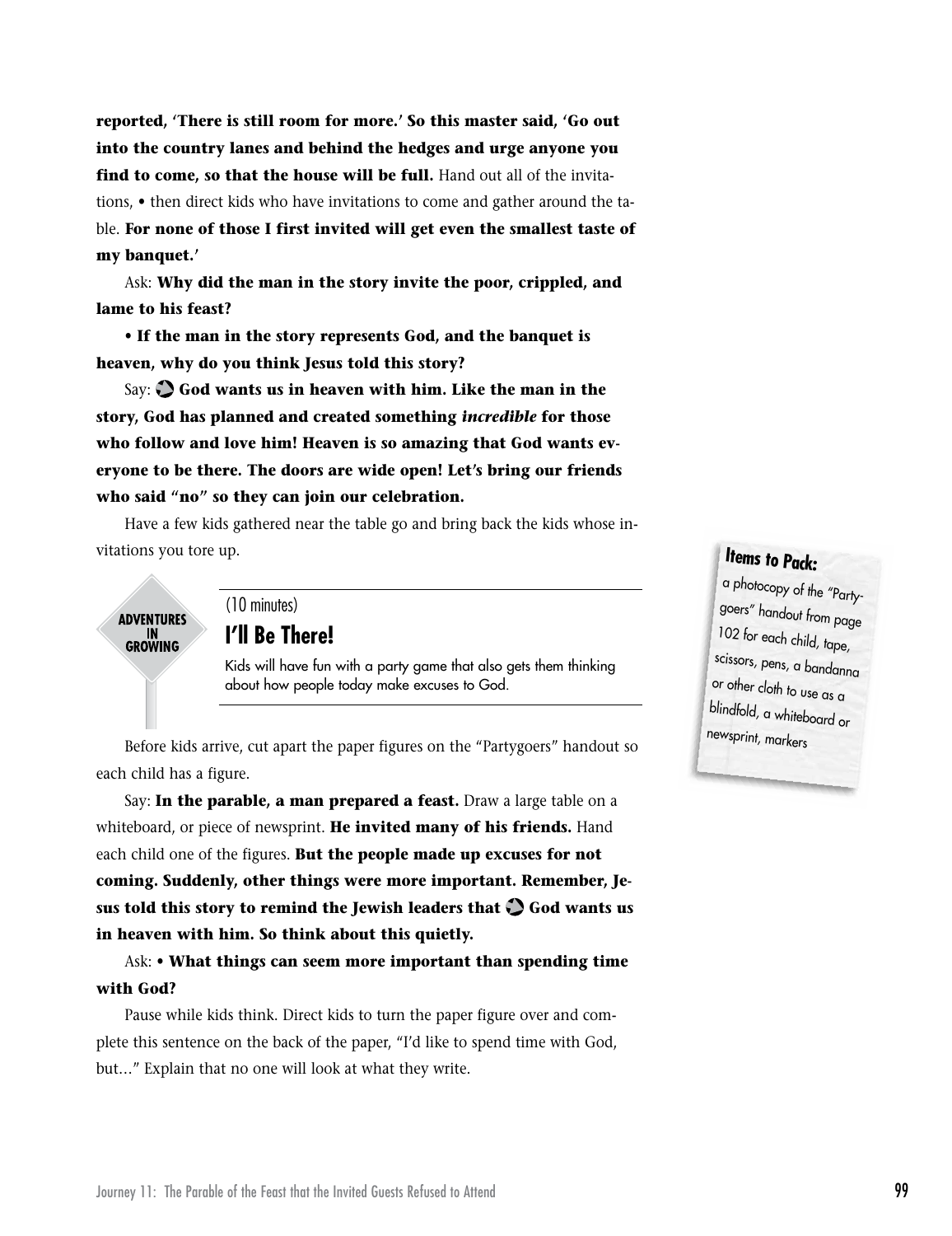**reported, 'There is still room for more.' So this master said, 'Go out into the country lanes and behind the hedges and urge anyone you find to come, so that the house will be full.** Hand out all of the invitations, • then direct kids who have invitations to come and gather around the table. **For none of those I first invited will get even the smallest taste of my banquet.'**

Ask: **Why did the man in the story invite the poor, crippled, and lame to his feast?**

**• If the man in the story represents God, and the banquet is heaven, why do you think Jesus told this story?**

Say: **God wants us in heaven with him. Like the man in the story, God has planned and created something *incredible* for those who follow and love him! Heaven is so amazing that God wants everyone to be there. The doors are wide open! Let's bring our friends who said "no" so they can join our celebration.**

Have a few kids gathered near the table go and bring back the kids whose invitations you tore up.

**Items to Pack:**
a photocopy of the "Partygoers" handout from page 102 for each child, tape, scissors, pens, a bandanna or other cloth to use as a blindfold, a whiteboard or newsprint, markers

ADVENTURES IN GROWING

(10 minutes)

## I'll Be There!

Kids will have fun with a party game that also gets them thinking about how people today make excuses to God.

Before kids arrive, cut apart the paper figures on the "Partygoers" handout so each child has a figure.

Say: **In the parable, a man prepared a feast.** Draw a large table on a whiteboard, or piece of newsprint. **He invited many of his friends.** Hand each child one of the figures. **But the people made up excuses for not coming. Suddenly, other things were more important. Remember, Jesus told this story to remind the Jewish leaders that God wants us in heaven with him. So think about this quietly.**

Ask: **• What things can seem more important than spending time with God?**

Pause while kids think. Direct kids to turn the paper figure over and complete this sentence on the back of the paper, "I'd like to spend time with God, but..." Explain that no one will look at what they write.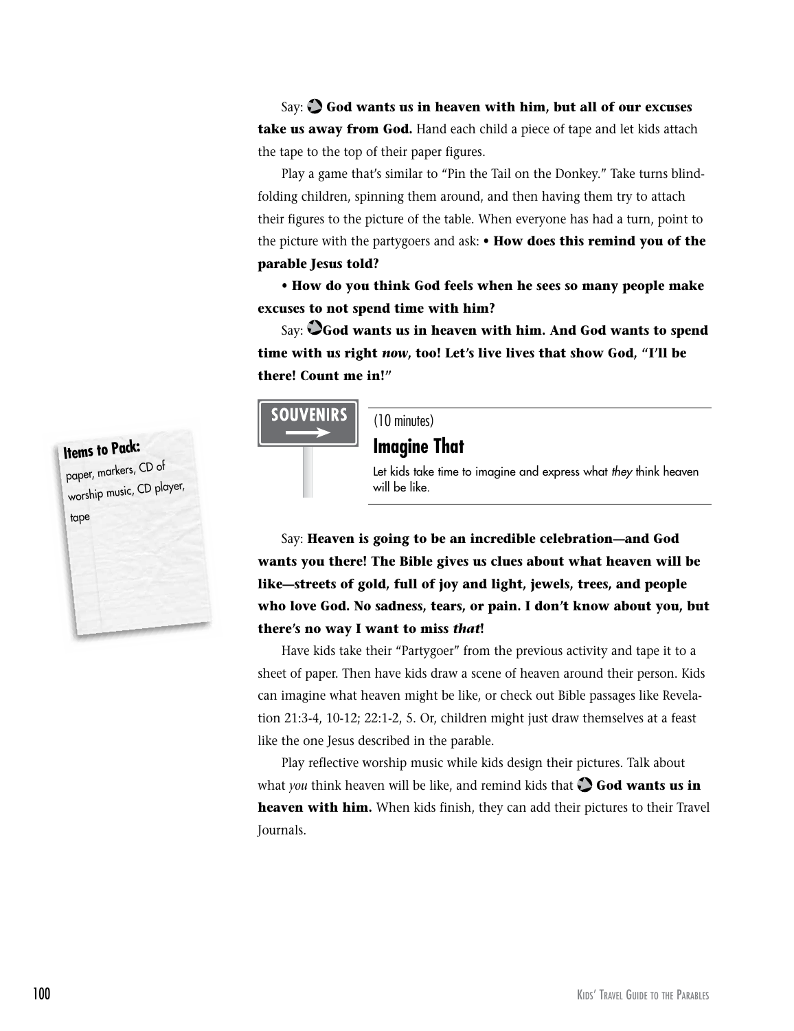Say: **God wants us in heaven with him, but all of our excuses take us away from God.** Hand each child a piece of tape and let kids attach the tape to the top of their paper figures.

Play a game that's similar to "Pin the Tail on the Donkey." Take turns blindfolding children, spinning them around, and then having them try to attach their figures to the picture of the table. When everyone has had a turn, point to the picture with the partygoers and ask: **• How does this remind you of the parable Jesus told?**

**• How do you think God feels when he sees so many people make excuses to not spend time with him?**

Say: **God wants us in heaven with him. And God wants to spend time with us right *now*, too! Let's live lives that show God, "I'll be there! Count me in!"**

**SOUVENIRS**

(10 minutes)

## Imagine That

Let kids take time to imagine and express what *they* think heaven will be like.

**Items to Pack:**
paper, markers, CD of worship music, CD player, tape

Say: **Heaven is going to be an incredible celebration—and God wants you there! The Bible gives us clues about what heaven will be like—streets of gold, full of joy and light, jewels, trees, and people who love God. No sadness, tears, or pain. I don't know about you, but there's no way I want to miss *that*!**

Have kids take their "Partygoer" from the previous activity and tape it to a sheet of paper. Then have kids draw a scene of heaven around their person. Kids can imagine what heaven might be like, or check out Bible passages like Revelation 21:3-4, 10-12; 22:1-2, 5. Or, children might just draw themselves at a feast like the one Jesus described in the parable.

Play reflective worship music while kids design their pictures. Talk about what *you* think heaven will be like, and remind kids that **God wants us in heaven with him.** When kids finish, they can add their pictures to their Travel Journals.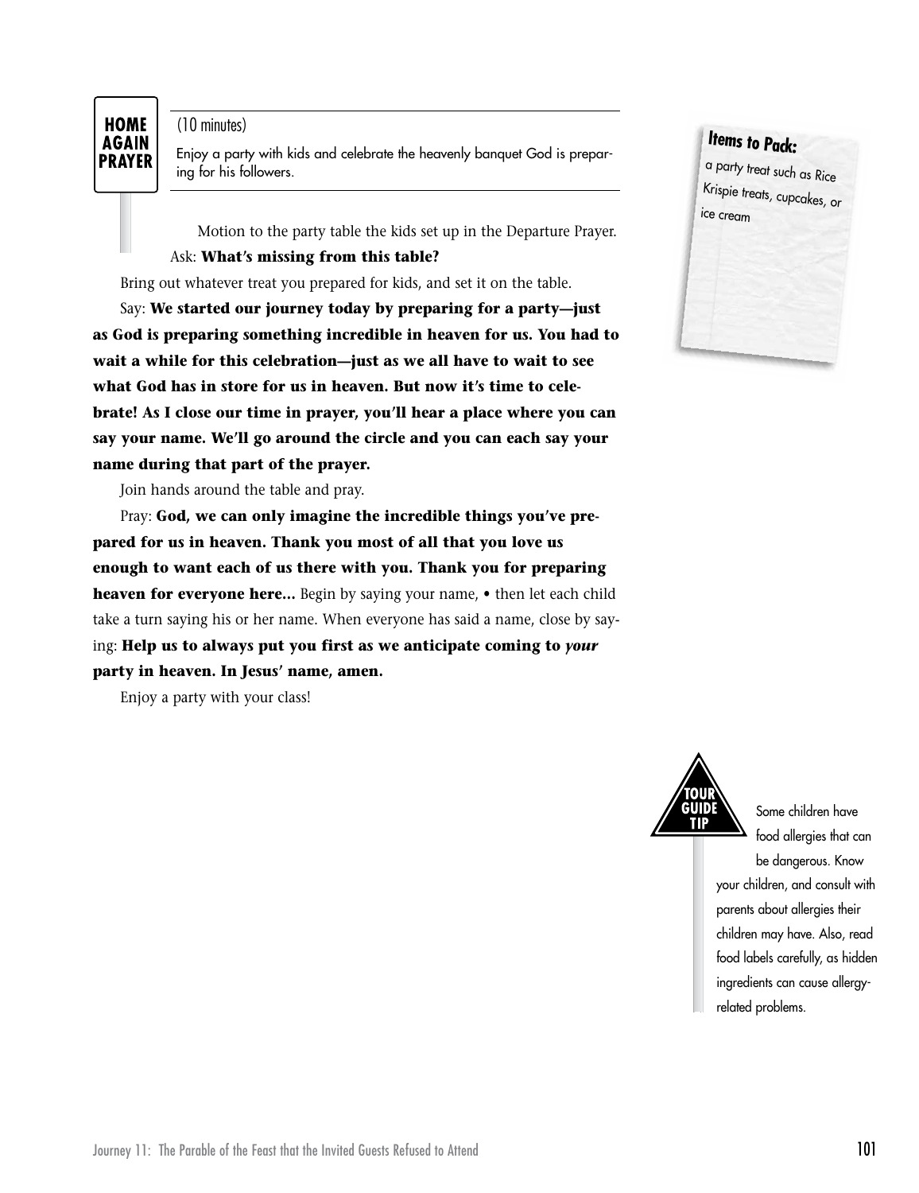## HOME AGAIN PRAYER

(10 minutes)

Enjoy a party with kids and celebrate the heavenly banquet God is preparing for his followers.

**Items to Pack:**
a party treat such as Rice Krispie treats, cupcakes, or ice cream

Motion to the party table the kids set up in the Departure Prayer. Ask: **What's missing from this table?**

Bring out whatever treat you prepared for kids, and set it on the table.

Say: **We started our journey today by preparing for a party—just as God is preparing something incredible in heaven for us. You had to wait a while for this celebration—just as we all have to wait to see what God has in store for us in heaven. But now it's time to celebrate! As I close our time in prayer, you'll hear a place where you can say your name. We'll go around the circle and you can each say your name during that part of the prayer.**

Join hands around the table and pray.

Pray: **God, we can only imagine the incredible things you've prepared for us in heaven. Thank you most of all that you love us enough to want each of us there with you. Thank you for preparing heaven for everyone here...** Begin by saying your name, • then let each child take a turn saying his or her name. When everyone has said a name, close by saying: **Help us to always put you first as we anticipate coming to *your* party in heaven. In Jesus' name, amen.**

Enjoy a party with your class!

**TOUR GUIDE TIP**

Some children have food allergies that can be dangerous. Know your children, and consult with parents about allergies their children may have. Also, read food labels carefully, as hidden ingredients can cause allergy-related problems.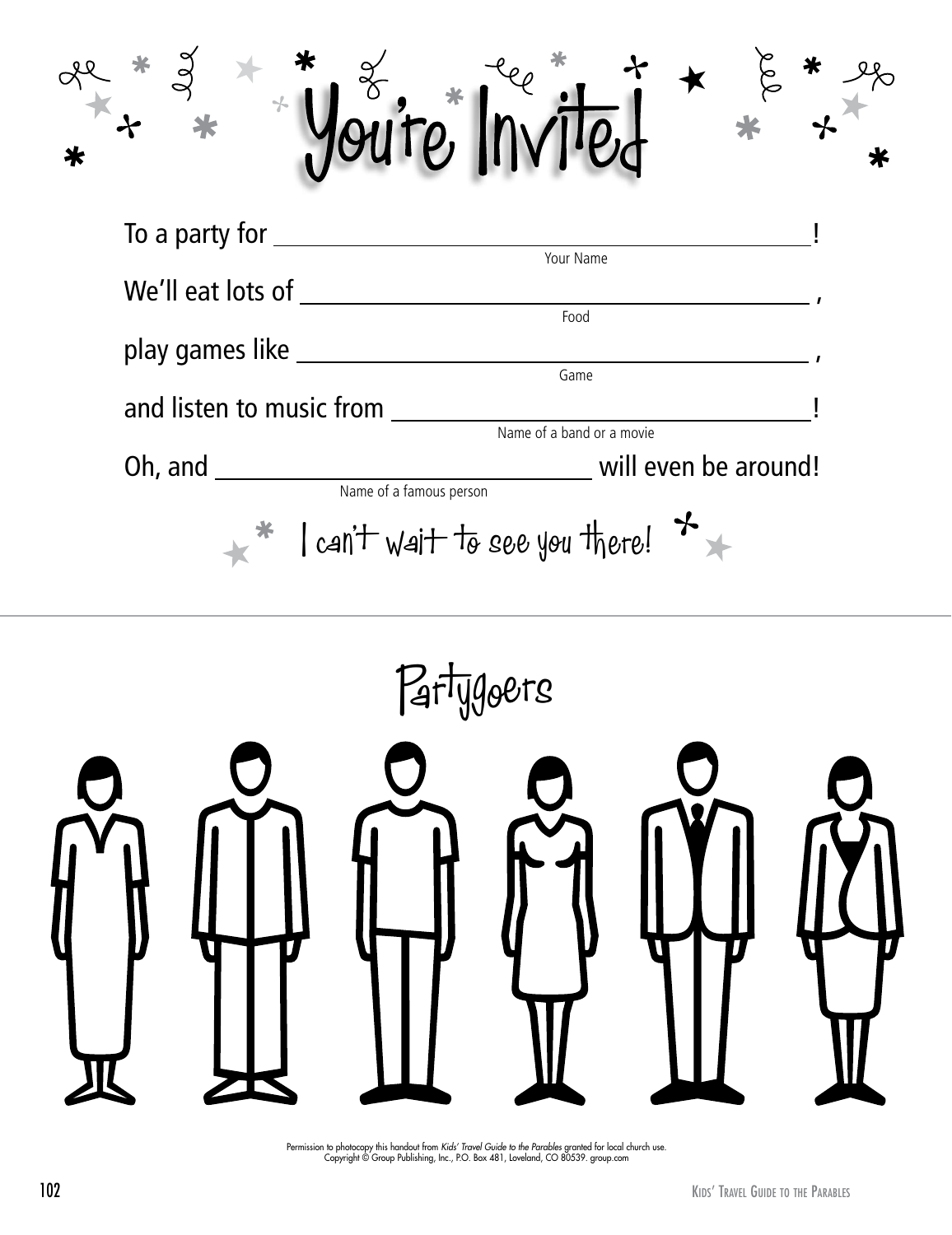# You're Invited

To a party for ______________________________________!
Your Name

We'll eat lots of ______________________________________,
Food

play games like ______________________________________,
Game

and listen to music from ______________________________!
Name of a band or a movie

Oh, and ________________________ will even be around!
Name of a famous person

I can't wait to see you there!

# Partygoers

Permission to photocopy this handout from *Kids' Travel Guide to the Parables* granted for local church use.
Copyright © Group Publishing, Inc., P.O. Box 481, Loveland, CO 80539. group.com